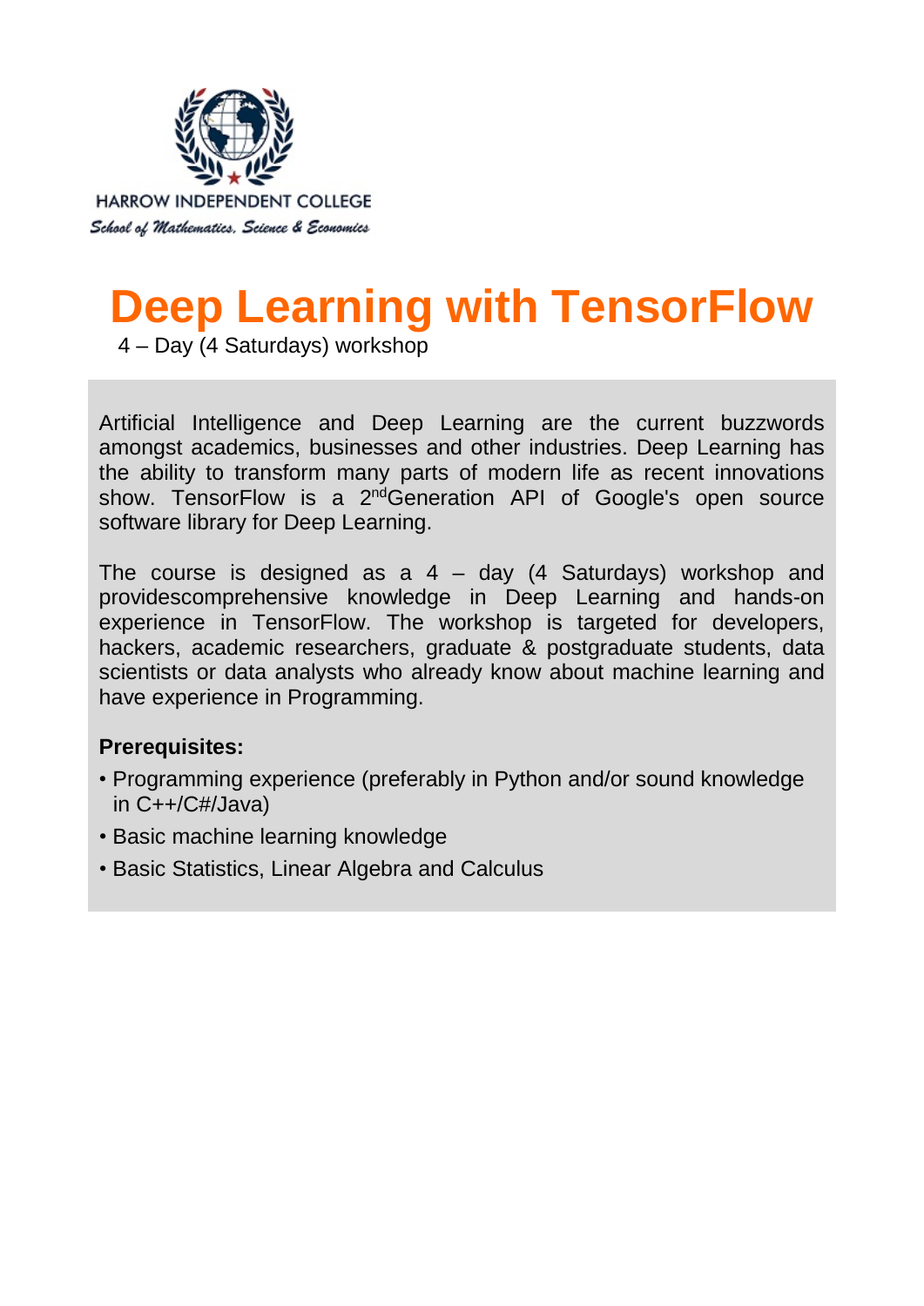HARROW INDEPENDENT COLLEGE

*School of Mathematics, Science & Economics*

# Deep Learning with TensorFlow

4 – Day (4 Saturdays) workshop

Artificial Intelligence and Deep Learning are the current buzzwords amongst academics, businesses and other industries. Deep Learning has the ability to transform many parts of modern life as recent innovations show. TensorFlow is a 2nd Generation API of Google's open source software library for Deep Learning.

The course is designed as a 4 – day (4 Saturdays) workshop and providescomprehensive knowledge in Deep Learning and hands-on experience in TensorFlow. The workshop is targeted for developers, hackers, academic researchers, graduate & postgraduate students, data scientists or data analysts who already know about machine learning and have experience in Programming.

**Prerequisites:**

- Programming experience (preferably in Python and/or sound knowledge in C++/C#/Java)
- Basic machine learning knowledge
- Basic Statistics, Linear Algebra and Calculus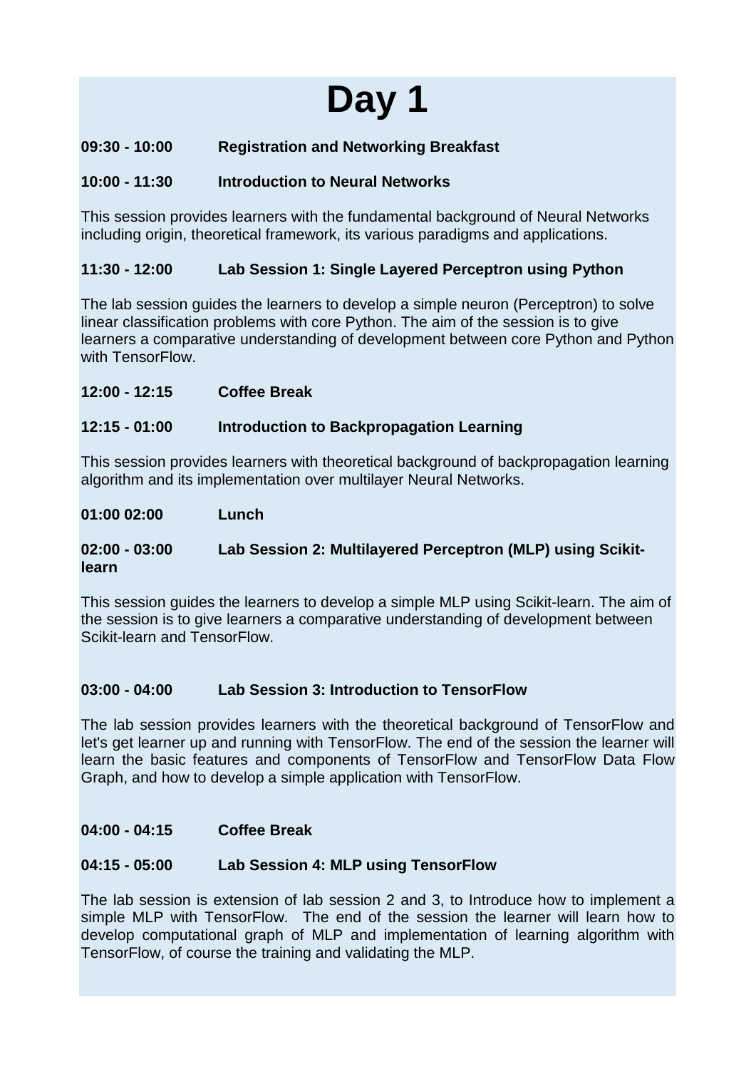# Day 1

**09:30 - 10:00 Registration and Networking Breakfast**

**10:00 - 11:30 Introduction to Neural Networks**

This session provides learners with the fundamental background of Neural Networks including origin, theoretical framework, its various paradigms and applications.

**11:30 - 12:00 Lab Session 1: Single Layered Perceptron using Python**

The lab session guides the learners to develop a simple neuron (Perceptron) to solve linear classification problems with core Python. The aim of the session is to give learners a comparative understanding of development between core Python and Python with TensorFlow.

**12:00 - 12:15 Coffee Break**

**12:15 - 01:00 Introduction to Backpropagation Learning**

This session provides learners with theoretical background of backpropagation learning algorithm and its implementation over multilayer Neural Networks.

**01:00 02:00 Lunch**

**02:00 - 03:00 Lab Session 2: Multilayered Perceptron (MLP) using Scikit-learn**

This session guides the learners to develop a simple MLP using Scikit-learn. The aim of the session is to give learners a comparative understanding of development between Scikit-learn and TensorFlow.

**03:00 - 04:00 Lab Session 3: Introduction to TensorFlow**

The lab session provides learners with the theoretical background of TensorFlow and let's get learner up and running with TensorFlow. The end of the session the learner will learn the basic features and components of TensorFlow and TensorFlow Data Flow Graph, and how to develop a simple application with TensorFlow.

**04:00 - 04:15 Coffee Break**

**04:15 - 05:00 Lab Session 4: MLP using TensorFlow**

The lab session is extension of lab session 2 and 3, to Introduce how to implement a simple MLP with TensorFlow. The end of the session the learner will learn how to develop computational graph of MLP and implementation of learning algorithm with TensorFlow, of course the training and validating the MLP.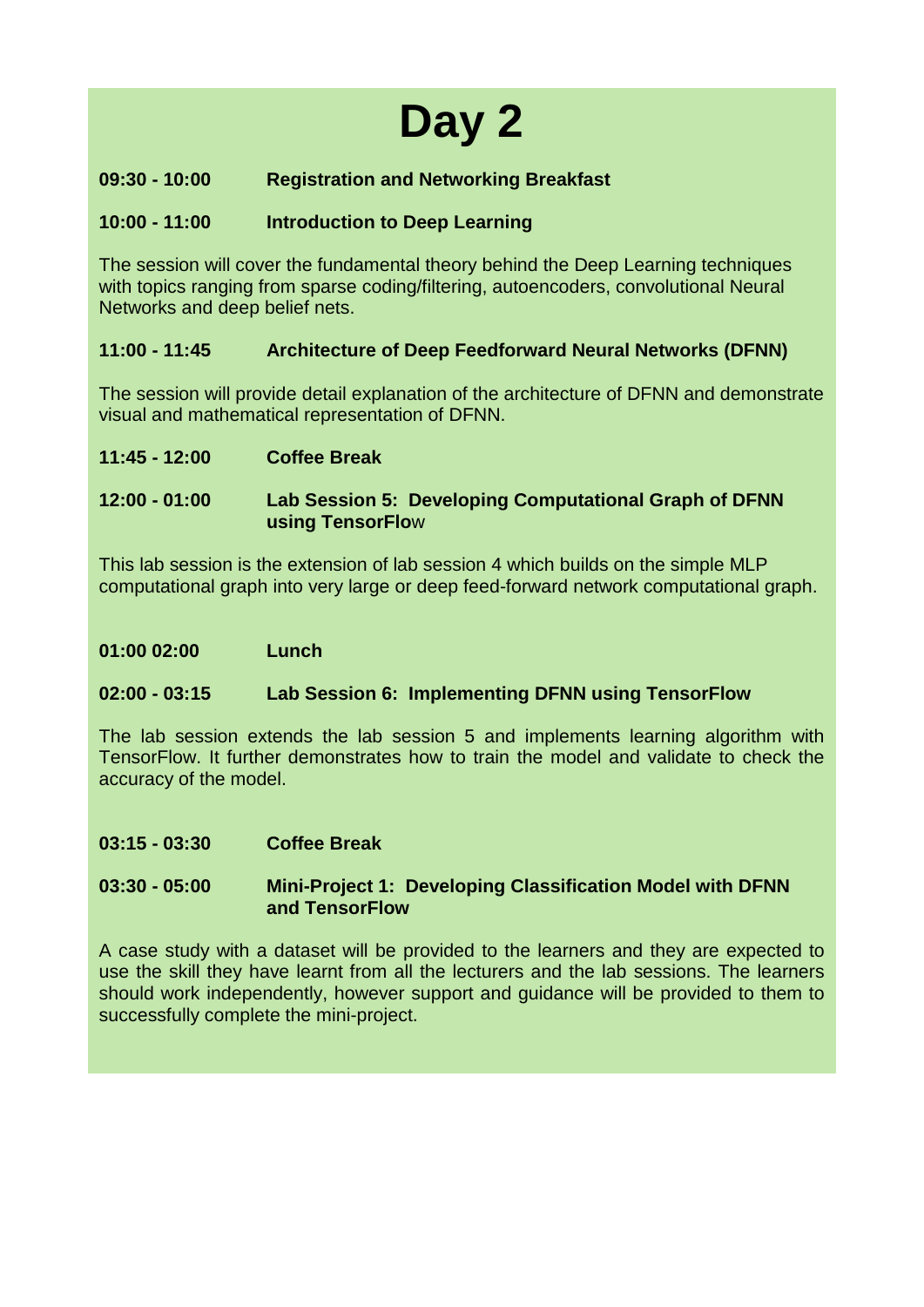# Day 2

**09:30 - 10:00** **Registration and Networking Breakfast**

**10:00 - 11:00** **Introduction to Deep Learning**

The session will cover the fundamental theory behind the Deep Learning techniques with topics ranging from sparse coding/filtering, autoencoders, convolutional Neural Networks and deep belief nets.

**11:00 - 11:45** **Architecture of Deep Feedforward Neural Networks (DFNN)**

The session will provide detail explanation of the architecture of DFNN and demonstrate visual and mathematical representation of DFNN.

**11:45 - 12:00** **Coffee Break**

**12:00 - 01:00** **Lab Session 5: Developing Computational Graph of DFNN using TensorFlo**w

This lab session is the extension of lab session 4 which builds on the simple MLP computational graph into very large or deep feed-forward network computational graph.

**01:00 02:00** **Lunch**

**02:00 - 03:15** **Lab Session 6: Implementing DFNN using TensorFlow**

The lab session extends the lab session 5 and implements learning algorithm with TensorFlow. It further demonstrates how to train the model and validate to check the accuracy of the model.

**03:15 - 03:30** **Coffee Break**

**03:30 - 05:00** **Mini-Project 1: Developing Classification Model with DFNN and TensorFlow**

A case study with a dataset will be provided to the learners and they are expected to use the skill they have learnt from all the lecturers and the lab sessions. The learners should work independently, however support and guidance will be provided to them to successfully complete the mini-project.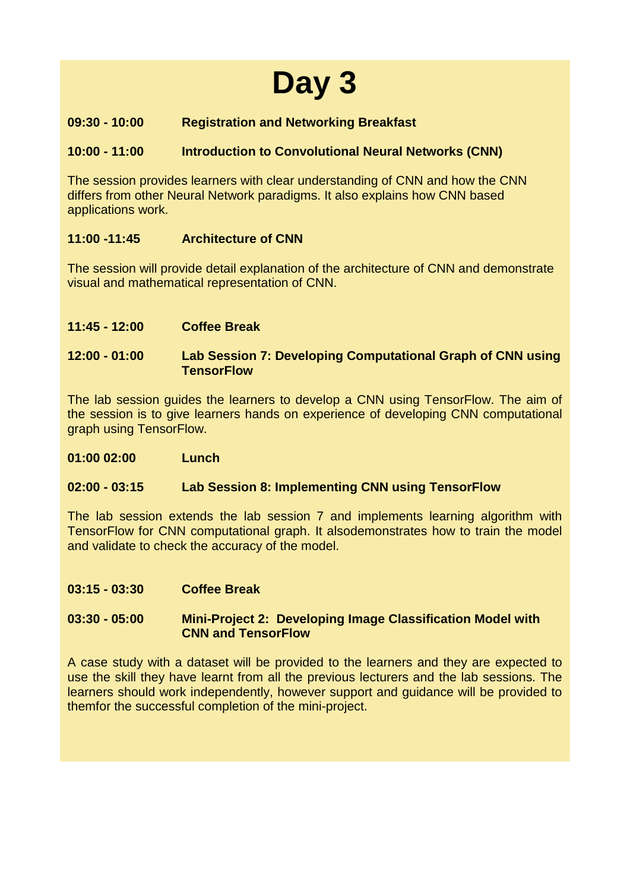# Day 3

**09:30 - 10:00** **Registration and Networking Breakfast**

**10:00 - 11:00** **Introduction to Convolutional Neural Networks (CNN)**

The session provides learners with clear understanding of CNN and how the CNN differs from other Neural Network paradigms. It also explains how CNN based applications work.

**11:00 -11:45** **Architecture of CNN**

The session will provide detail explanation of the architecture of CNN and demonstrate visual and mathematical representation of CNN.

**11:45 - 12:00** **Coffee Break**

**12:00 - 01:00** **Lab Session 7: Developing Computational Graph of CNN using TensorFlow**

The lab session guides the learners to develop a CNN using TensorFlow. The aim of the session is to give learners hands on experience of developing CNN computational graph using TensorFlow.

**01:00 02:00** **Lunch**

**02:00 - 03:15** **Lab Session 8: Implementing CNN using TensorFlow**

The lab session extends the lab session 7 and implements learning algorithm with TensorFlow for CNN computational graph. It alsodemonstrates how to train the model and validate to check the accuracy of the model.

**03:15 - 03:30** **Coffee Break**

**03:30 - 05:00** **Mini-Project 2: Developing Image Classification Model with CNN and TensorFlow**

A case study with a dataset will be provided to the learners and they are expected to use the skill they have learnt from all the previous lecturers and the lab sessions. The learners should work independently, however support and guidance will be provided to themfor the successful completion of the mini-project.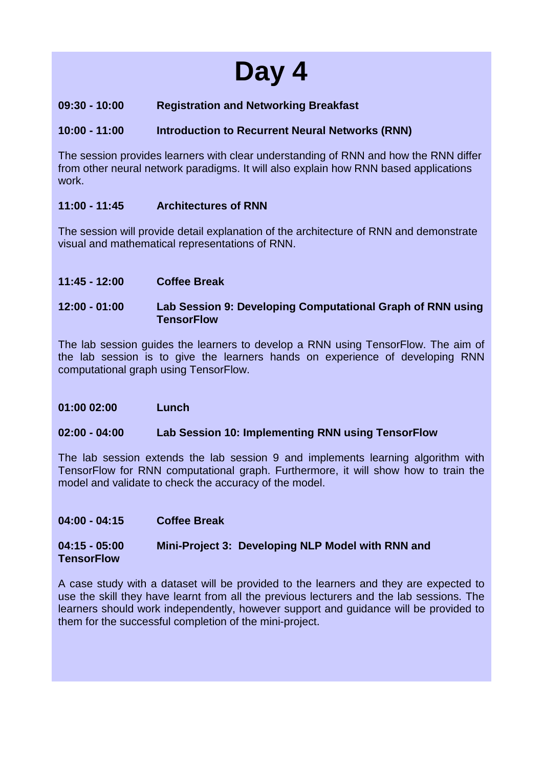# Day 4

**09:30 - 10:00 Registration and Networking Breakfast**

**10:00 - 11:00 Introduction to Recurrent Neural Networks (RNN)**

The session provides learners with clear understanding of RNN and how the RNN differ from other neural network paradigms. It will also explain how RNN based applications work.

**11:00 - 11:45 Architectures of RNN**

The session will provide detail explanation of the architecture of RNN and demonstrate visual and mathematical representations of RNN.

**11:45 - 12:00 Coffee Break**

**12:00 - 01:00 Lab Session 9: Developing Computational Graph of RNN using TensorFlow**

The lab session guides the learners to develop a RNN using TensorFlow. The aim of the lab session is to give the learners hands on experience of developing RNN computational graph using TensorFlow.

**01:00 02:00 Lunch**

**02:00 - 04:00 Lab Session 10: Implementing RNN using TensorFlow**

The lab session extends the lab session 9 and implements learning algorithm with TensorFlow for RNN computational graph. Furthermore, it will show how to train the model and validate to check the accuracy of the model.

**04:00 - 04:15 Coffee Break**

**04:15 - 05:00 Mini-Project 3: Developing NLP Model with RNN and TensorFlow**

A case study with a dataset will be provided to the learners and they are expected to use the skill they have learnt from all the previous lecturers and the lab sessions. The learners should work independently, however support and guidance will be provided to them for the successful completion of the mini-project.